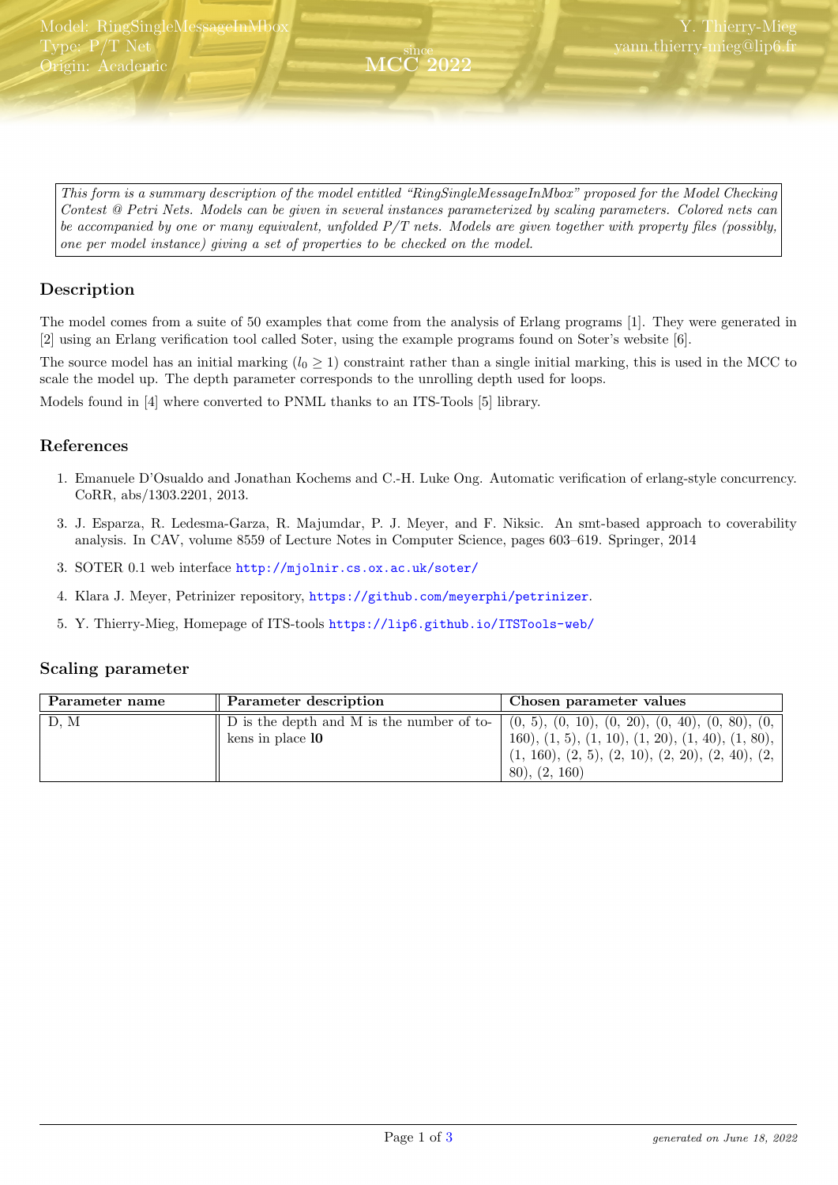Model: RingSingleMessageInMbox
Type: P/T Net
Origin: Academic

Y. Thierry-Mieg
yann.thierry-mieg@lip6.fr

since
**MCC 2022**

*This form is a summary description of the model entitled "RingSingleMessageInMbox" proposed for the Model Checking Contest @ Petri Nets. Models can be given in several instances parameterized by scaling parameters. Colored nets can be accompanied by one or many equivalent, unfolded P/T nets. Models are given together with property files (possibly, one per model instance) giving a set of properties to be checked on the model.*

## Description

The model comes from a suite of 50 examples that come from the analysis of Erlang programs [1]. They were generated in [2] using an Erlang verification tool called Soter, using the example programs found on Soter's website [6].

The source model has an initial marking ($l_0 \geq 1$) constraint rather than a single initial marking, this is used in the MCC to scale the model up. The depth parameter corresponds to the unrolling depth used for loops.

Models found in [4] where converted to PNML thanks to an ITS-Tools [5] library.

## References

1. Emanuele D'Osualdo and Jonathan Kochems and C.-H. Luke Ong. Automatic verification of erlang-style concurrency. CoRR, abs/1303.2201, 2013.
3. J. Esparza, R. Ledesma-Garza, R. Majumdar, P. J. Meyer, and F. Niksic. An smt-based approach to coverability analysis. In CAV, volume 8559 of Lecture Notes in Computer Science, pages 603–619. Springer, 2014
3. SOTER 0.1 web interface http://mjolnir.cs.ox.ac.uk/soter/
4. Klara J. Meyer, Petrinizer repository, https://github.com/meyerphi/petrinizer.
5. Y. Thierry-Mieg, Homepage of ITS-tools https://lip6.github.io/ITSTools-web/

## Scaling parameter

| Parameter name | Parameter description | Chosen parameter values |
|---|---|---|
| D, M | D is the depth and M is the number of tokens in place **l0** | (0, 5), (0, 10), (0, 20), (0, 40), (0, 80), (0, 160), (1, 5), (1, 10), (1, 20), (1, 40), (1, 80), (1, 160), (2, 5), (2, 10), (2, 20), (2, 40), (2, 80), (2, 160) |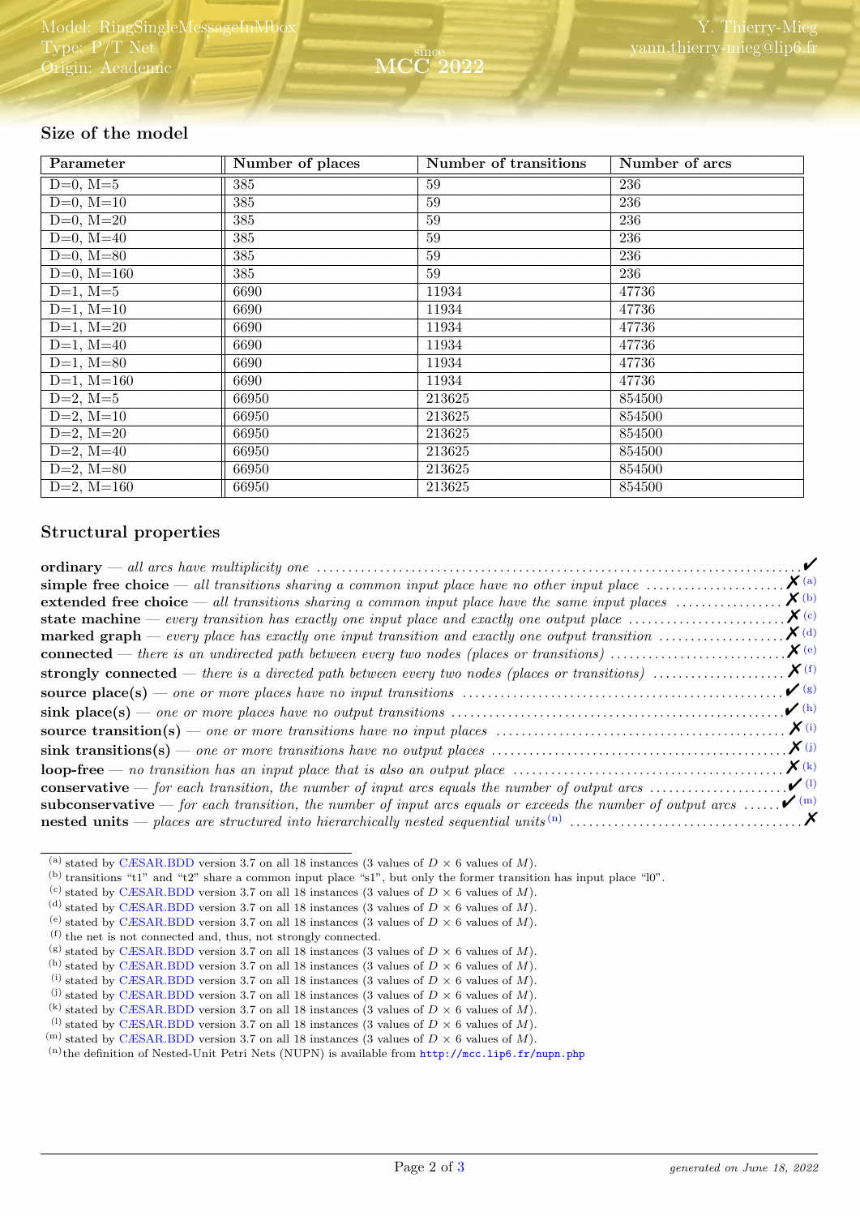## Size of the model

| Parameter | Number of places | Number of transitions | Number of arcs |
|---|---|---|---|
| D=0, M=5 | 385 | 59 | 236 |
| D=0, M=10 | 385 | 59 | 236 |
| D=0, M=20 | 385 | 59 | 236 |
| D=0, M=40 | 385 | 59 | 236 |
| D=0, M=80 | 385 | 59 | 236 |
| D=0, M=160 | 385 | 59 | 236 |
| D=1, M=5 | 6690 | 11934 | 47736 |
| D=1, M=10 | 6690 | 11934 | 47736 |
| D=1, M=20 | 6690 | 11934 | 47736 |
| D=1, M=40 | 6690 | 11934 | 47736 |
| D=1, M=80 | 6690 | 11934 | 47736 |
| D=1, M=160 | 6690 | 11934 | 47736 |
| D=2, M=5 | 66950 | 213625 | 854500 |
| D=2, M=10 | 66950 | 213625 | 854500 |
| D=2, M=20 | 66950 | 213625 | 854500 |
| D=2, M=40 | 66950 | 213625 | 854500 |
| D=2, M=80 | 66950 | 213625 | 854500 |
| D=2, M=160 | 66950 | 213625 | 854500 |

## Structural properties

**ordinary** — *all arcs have multiplicity one* ✔

**simple free choice** — *all transitions sharing a common input place have no other input place* ✗ [(a)]

**extended free choice** — *all transitions sharing a common input place have the same input places* ✗ [(b)]

**state machine** — *every transition has exactly one input place and exactly one output place* ✗ [(c)]

**marked graph** — *every place has exactly one input transition and exactly one output transition* ✗ [(d)]

**connected** — *there is an undirected path between every two nodes (places or transitions)* ✗ [(e)]

**strongly connected** — *there is a directed path between every two nodes (places or transitions)* ✗ [(f)]

**source place(s)** — *one or more places have no input transitions* ✔ [(g)]

**sink place(s)** — *one or more places have no output transitions* ✔ [(h)]

**source transition(s)** — *one or more transitions have no input places* ✗ [(i)]

**sink transitions(s)** — *one or more transitions have no output places* ✗ [(j)]

**loop-free** — *no transition has an input place that is also an output place* ✗ [(k)]

**conservative** — *for each transition, the number of input arcs equals the number of output arcs* ✔ [(l)]

**subconservative** — *for each transition, the number of input arcs equals or exceeds the number of output arcs* ✔ [(m)]

**nested units** — *places are structured into hierarchically nested sequential units* [(n)] ✗

---

(a) stated by CÆSAR.BDD version 3.7 on all 18 instances (3 values of $D$ × 6 values of $M$).

(b) transitions "t1" and "t2" share a common input place "s1", but only the former transition has input place "l0".

(c) stated by CÆSAR.BDD version 3.7 on all 18 instances (3 values of $D$ × 6 values of $M$).

(d) stated by CÆSAR.BDD version 3.7 on all 18 instances (3 values of $D$ × 6 values of $M$).

(e) stated by CÆSAR.BDD version 3.7 on all 18 instances (3 values of $D$ × 6 values of $M$).

(f) the net is not connected and, thus, not strongly connected.

(g) stated by CÆSAR.BDD version 3.7 on all 18 instances (3 values of $D$ × 6 values of $M$).

(h) stated by CÆSAR.BDD version 3.7 on all 18 instances (3 values of $D$ × 6 values of $M$).

(i) stated by CÆSAR.BDD version 3.7 on all 18 instances (3 values of $D$ × 6 values of $M$).

(j) stated by CÆSAR.BDD version 3.7 on all 18 instances (3 values of $D$ × 6 values of $M$).

(k) stated by CÆSAR.BDD version 3.7 on all 18 instances (3 values of $D$ × 6 values of $M$).

(l) stated by CÆSAR.BDD version 3.7 on all 18 instances (3 values of $D$ × 6 values of $M$).

(m) stated by CÆSAR.BDD version 3.7 on all 18 instances (3 values of $D$ × 6 values of $M$).

(n) the definition of Nested-Unit Petri Nets (NUPN) is available from http://mcc.lip6.fr/nupn.php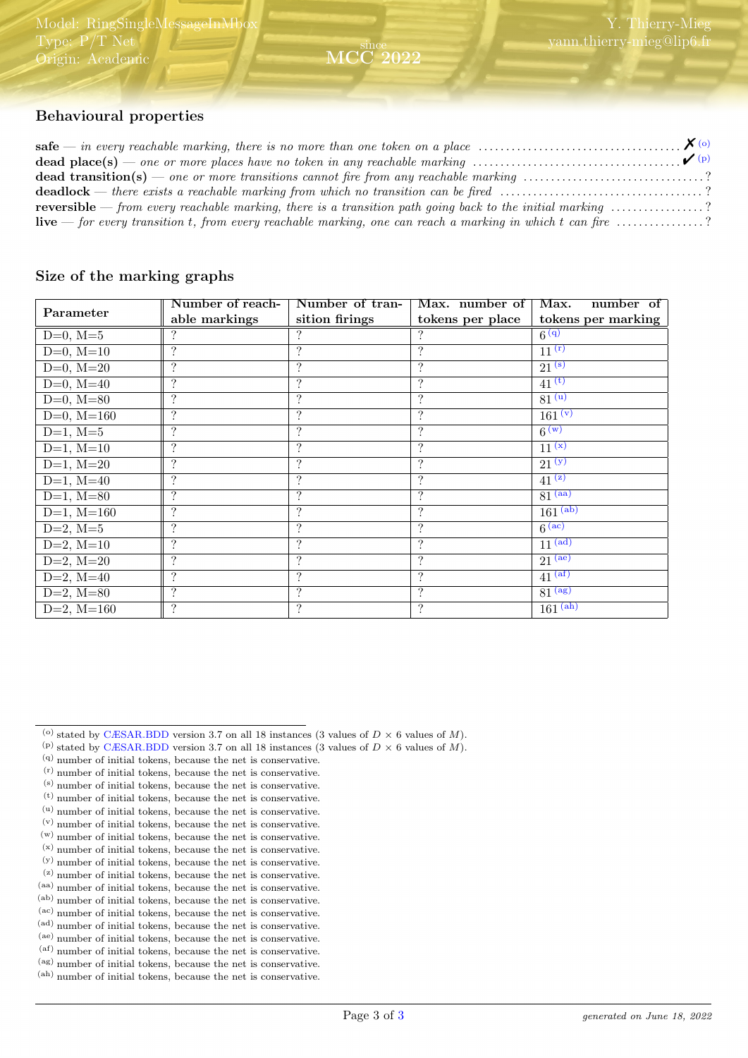## Behavioural properties

**safe** — *in every reachable marking, there is no more than one token on a place* ✗ [o]

**dead place(s)** — *one or more places have no token in any reachable marking* ✔ [p]

**dead transition(s)** — *one or more transitions cannot fire from any reachable marking* ?

**deadlock** — *there exists a reachable marking from which no transition can be fired* ?

**reversible** — *from every reachable marking, there is a transition path going back to the initial marking* ?

**live** — *for every transition t, from every reachable marking, one can reach a marking in which t can fire* ?

## Size of the marking graphs

| Parameter | Number of reachable markings | Number of transition firings | Max. number of tokens per place | Max. number of tokens per marking |
|---|---|---|---|---|
| D=0, M=5 | ? | ? | ? | 6 [q] |
| D=0, M=10 | ? | ? | ? | 11 [r] |
| D=0, M=20 | ? | ? | ? | 21 [s] |
| D=0, M=40 | ? | ? | ? | 41 [t] |
| D=0, M=80 | ? | ? | ? | 81 [u] |
| D=0, M=160 | ? | ? | ? | 161 [v] |
| D=1, M=5 | ? | ? | ? | 6 [w] |
| D=1, M=10 | ? | ? | ? | 11 [x] |
| D=1, M=20 | ? | ? | ? | 21 [y] |
| D=1, M=40 | ? | ? | ? | 41 [z] |
| D=1, M=80 | ? | ? | ? | 81 [aa] |
| D=1, M=160 | ? | ? | ? | 161 [ab] |
| D=2, M=5 | ? | ? | ? | 6 [ac] |
| D=2, M=10 | ? | ? | ? | 11 [ad] |
| D=2, M=20 | ? | ? | ? | 21 [ae] |
| D=2, M=40 | ? | ? | ? | 41 [af] |
| D=2, M=80 | ? | ? | ? | 81 [ag] |
| D=2, M=160 | ? | ? | ? | 161 [ah] |

[o] stated by CÆSAR.BDD version 3.7 on all 18 instances (3 values of $D$ × 6 values of $M$).
[p] stated by CÆSAR.BDD version 3.7 on all 18 instances (3 values of $D$ × 6 values of $M$).
[q] number of initial tokens, because the net is conservative.
[r] number of initial tokens, because the net is conservative.
[s] number of initial tokens, because the net is conservative.
[t] number of initial tokens, because the net is conservative.
[u] number of initial tokens, because the net is conservative.
[v] number of initial tokens, because the net is conservative.
[w] number of initial tokens, because the net is conservative.
[x] number of initial tokens, because the net is conservative.
[y] number of initial tokens, because the net is conservative.
[z] number of initial tokens, because the net is conservative.
[aa] number of initial tokens, because the net is conservative.
[ab] number of initial tokens, because the net is conservative.
[ac] number of initial tokens, because the net is conservative.
[ad] number of initial tokens, because the net is conservative.
[ae] number of initial tokens, because the net is conservative.
[af] number of initial tokens, because the net is conservative.
[ag] number of initial tokens, because the net is conservative.
[ah] number of initial tokens, because the net is conservative.